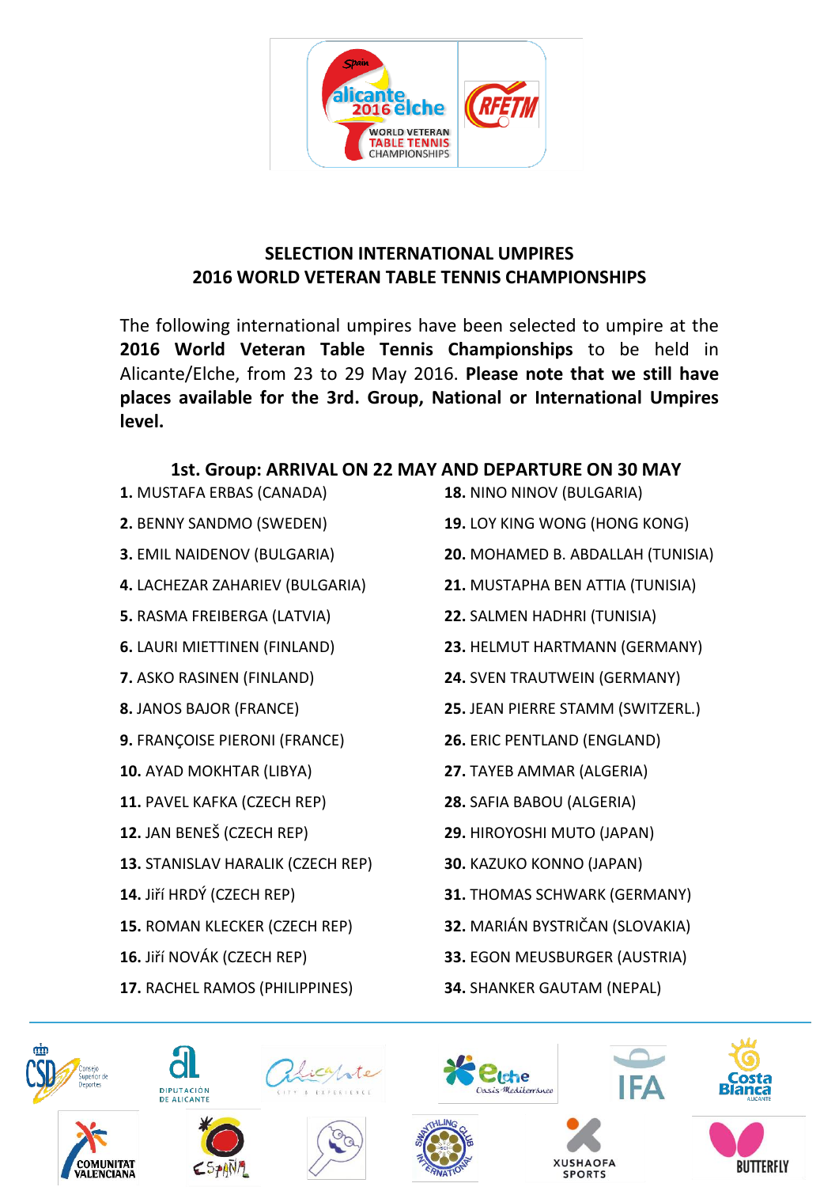## SELECTION INTERNATIONAL UMPIRES
## 2016 WORLD VETERAN TABLE TENNIS CHAMPIONSHIPS

The following international umpires have been selected to umpire at the **2016 World Veteran Table Tennis Championships** to be held in Alicante/Elche, from 23 to 29 May 2016. **Please note that we still have places available for the 3rd. Group, National or International Umpires level.**

### 1st. Group: ARRIVAL ON 22 MAY AND DEPARTURE ON 30 MAY

**1.** MUSTAFA ERBAS (CANADA)
**2.** BENNY SANDMO (SWEDEN)
**3.** EMIL NAIDENOV (BULGARIA)
**4.** LACHEZAR ZAHARIEV (BULGARIA)
**5.** RASMA FREIBERGA (LATVIA)
**6.** LAURI MIETTINEN (FINLAND)
**7.** ASKO RASINEN (FINLAND)
**8.** JANOS BAJOR (FRANCE)
**9.** FRANÇOISE PIERONI (FRANCE)
**10.** AYAD MOKHTAR (LIBYA)
**11.** PAVEL KAFKA (CZECH REP)
**12.** JAN BENEŠ (CZECH REP)
**13.** STANISLAV HARALIK (CZECH REP)
**14.** Jiří HRDÝ (CZECH REP)
**15.** ROMAN KLECKER (CZECH REP)
**16.** Jiří NOVÁK (CZECH REP)
**17.** RACHEL RAMOS (PHILIPPINES)
**18.** NINO NINOV (BULGARIA)
**19.** LOY KING WONG (HONG KONG)
**20.** MOHAMED B. ABDALLAH (TUNISIA)
**21.** MUSTAPHA BEN ATTIA (TUNISIA)
**22.** SALMEN HADHRI (TUNISIA)
**23.** HELMUT HARTMANN (GERMANY)
**24.** SVEN TRAUTWEIN (GERMANY)
**25.** JEAN PIERRE STAMM (SWITZERL.)
**26.** ERIC PENTLAND (ENGLAND)
**27.** TAYEB AMMAR (ALGERIA)
**28.** SAFIA BABOU (ALGERIA)
**29.** HIROYOSHI MUTO (JAPAN)
**30.** KAZUKO KONNO (JAPAN)
**31.** THOMAS SCHWARK (GERMANY)
**32.** MARIÁN BYSTRIČAN (SLOVAKIA)
**33.** EGON MEUSBURGER (AUSTRIA)
**34.** SHANKER GAUTAM (NEPAL)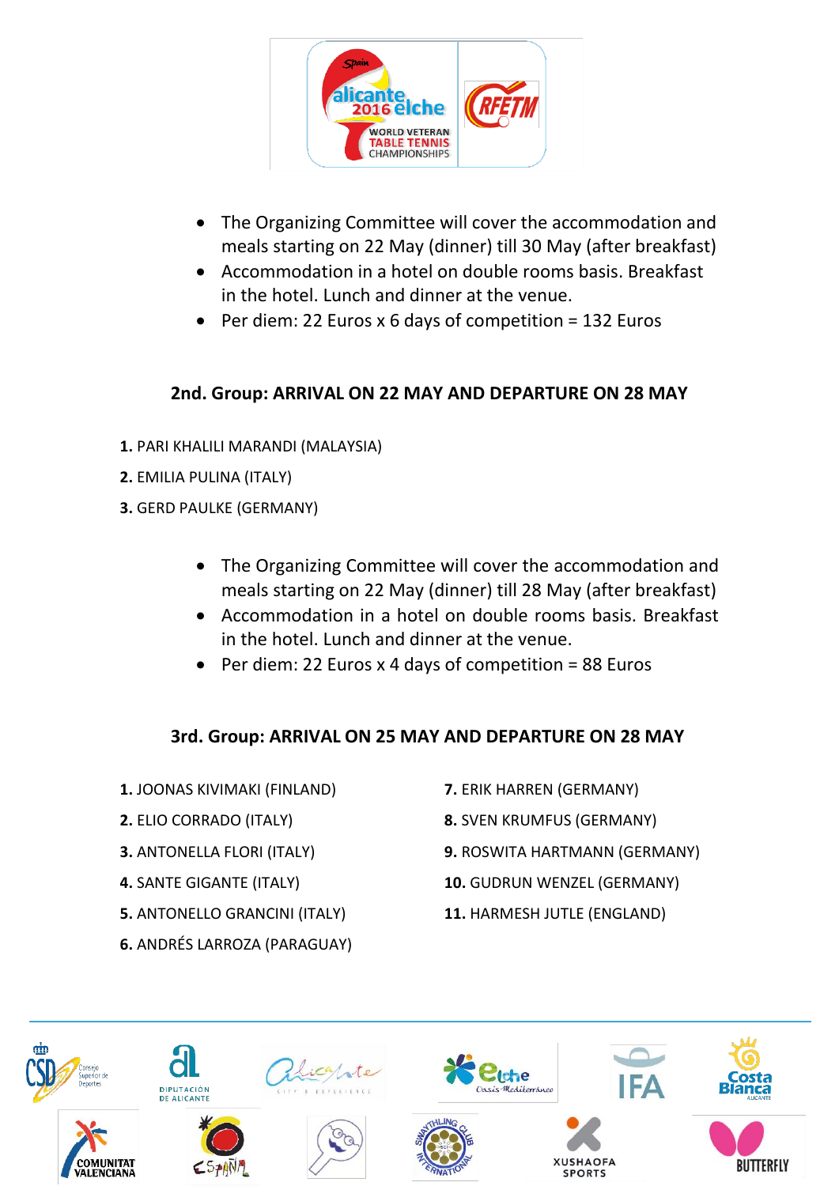- The Organizing Committee will cover the accommodation and meals starting on 22 May (dinner) till 30 May (after breakfast)
- Accommodation in a hotel on double rooms basis. Breakfast in the hotel. Lunch and dinner at the venue.
- Per diem: 22 Euros x 6 days of competition = 132 Euros

## 2nd. Group: ARRIVAL ON 22 MAY AND DEPARTURE ON 28 MAY

**1.** PARI KHALILI MARANDI (MALAYSIA)

**2.** EMILIA PULINA (ITALY)

**3.** GERD PAULKE (GERMANY)

- The Organizing Committee will cover the accommodation and meals starting on 22 May (dinner) till 28 May (after breakfast)
- Accommodation in a hotel on double rooms basis. Breakfast in the hotel. Lunch and dinner at the venue.
- Per diem: 22 Euros x 4 days of competition = 88 Euros

## 3rd. Group: ARRIVAL ON 25 MAY AND DEPARTURE ON 28 MAY

**1.** JOONAS KIVIMAKI (FINLAND)

**2.** ELIO CORRADO (ITALY)

**3.** ANTONELLA FLORI (ITALY)

**4.** SANTE GIGANTE (ITALY)

**5.** ANTONELLO GRANCINI (ITALY)

**6.** ANDRÉS LARROZA (PARAGUAY)

**7.** ERIK HARREN (GERMANY)

**8.** SVEN KRUMFUS (GERMANY)

**9.** ROSWITA HARTMANN (GERMANY)

**10.** GUDRUN WENZEL (GERMANY)

**11.** HARMESH JUTLE (ENGLAND)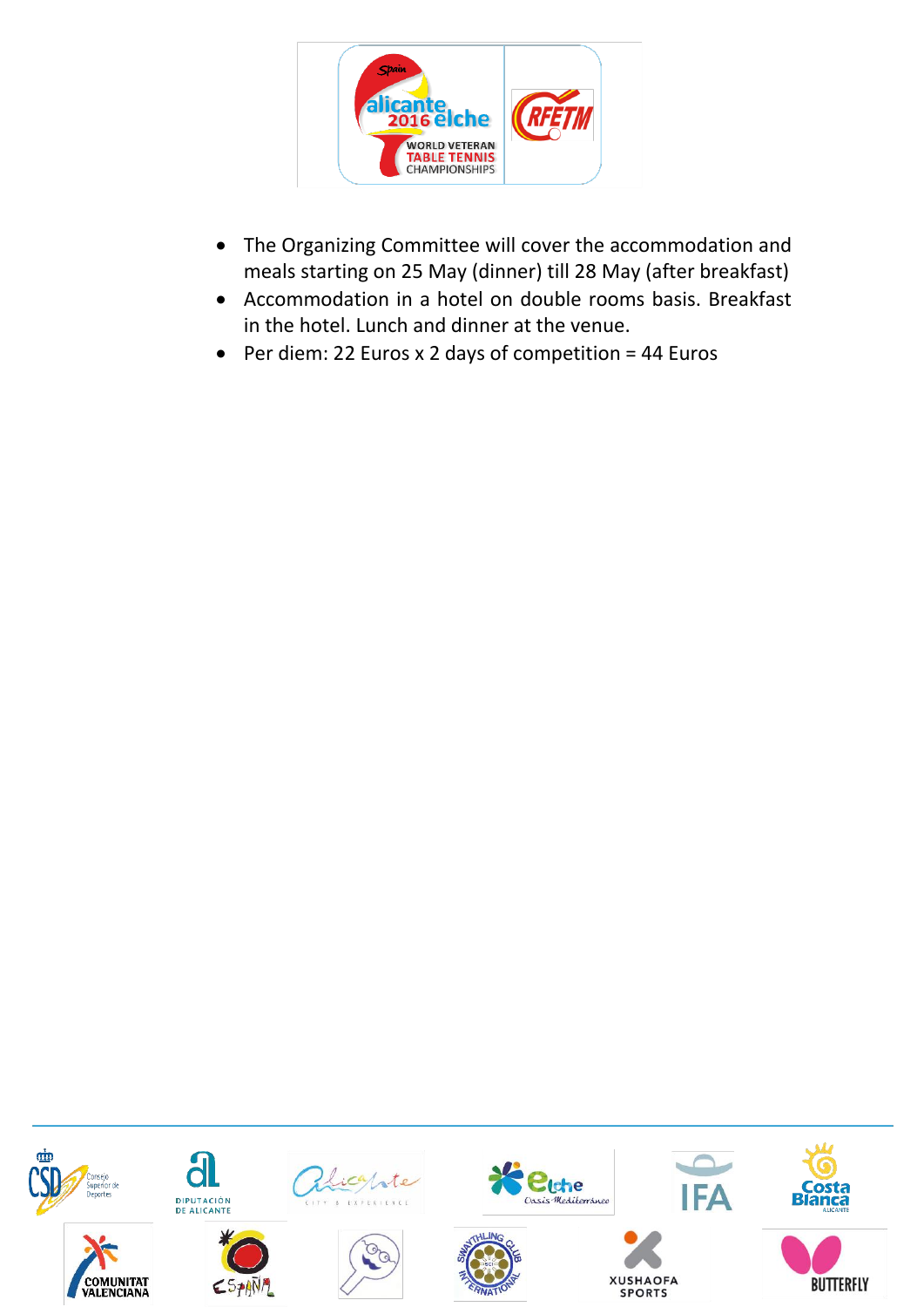- The Organizing Committee will cover the accommodation and meals starting on 25 May (dinner) till 28 May (after breakfast)
- Accommodation in a hotel on double rooms basis. Breakfast in the hotel. Lunch and dinner at the venue.
- Per diem: 22 Euros x 2 days of competition = 44 Euros